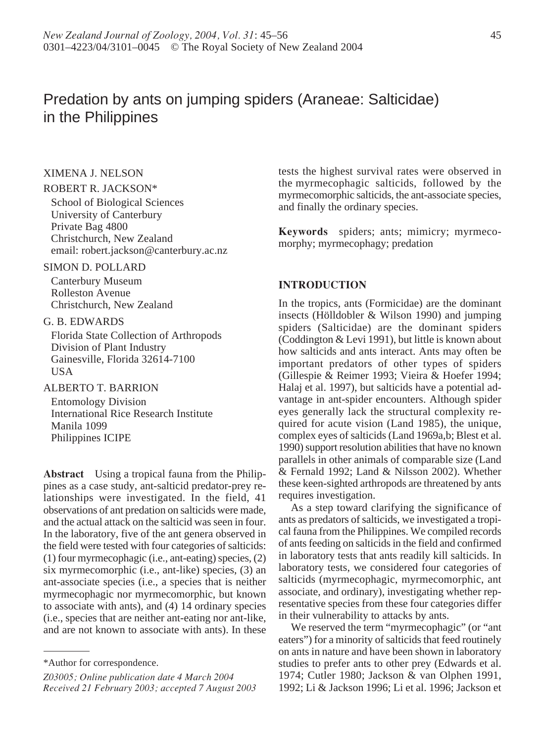# Predation by ants on jumping spiders (Araneae: Salticidae) in the Philippines

XIMENA J. NELSON

ROBERT R. JACKSON*

School of Biological Sciences
University of Canterbury
Private Bag 4800
Christchurch, New Zealand
email: robert.jackson@canterbury.ac.nz

SIMON D. POLLARD

Canterbury Museum
Rolleston Avenue
Christchurch, New Zealand

G. B. EDWARDS

Florida State Collection of Arthropods
Division of Plant Industry
Gainesville, Florida 32614-7100
USA

ALBERTO T. BARRION

Entomology Division
International Rice Research Institute
Manila 1099
Philippines ICIPE

**Abstract** Using a tropical fauna from the Philippines as a case study, ant-salticid predator-prey relationships were investigated. In the field, 41 observations of ant predation on salticids were made, and the actual attack on the salticid was seen in four. In the laboratory, five of the ant genera observed in the field were tested with four categories of salticids: (1) four myrmecophagic (i.e., ant-eating) species, (2) six myrmecomorphic (i.e., ant-like) species, (3) an ant-associate species (i.e., a species that is neither myrmecophagic nor myrmecomorphic, but known to associate with ants), and (4) 14 ordinary species (i.e., species that are neither ant-eating nor ant-like, and are not known to associate with ants). In these tests the highest survival rates were observed in the myrmecophagic salticids, followed by the myrmecomorphic salticids, the ant-associate species, and finally the ordinary species.

**Keywords** spiders; ants; mimicry; myrmecomorphy; myrmecophagy; predation

*Author for correspondence.

*Z03005; Online publication date 4 March 2004*
*Received 21 February 2003; accepted 7 August 2003*

## INTRODUCTION

In the tropics, ants (Formicidae) are the dominant insects (Hölldobler & Wilson 1990) and jumping spiders (Salticidae) are the dominant spiders (Coddington & Levi 1991), but little is known about how salticids and ants interact. Ants may often be important predators of other types of spiders (Gillespie & Reimer 1993; Vieira & Hoefer 1994; Halaj et al. 1997), but salticids have a potential advantage in ant-spider encounters. Although spider eyes generally lack the structural complexity required for acute vision (Land 1985), the unique, complex eyes of salticids (Land 1969a,b; Blest et al. 1990) support resolution abilities that have no known parallels in other animals of comparable size (Land & Fernald 1992; Land & Nilsson 2002). Whether these keen-sighted arthropods are threatened by ants requires investigation.

As a step toward clarifying the significance of ants as predators of salticids, we investigated a tropical fauna from the Philippines. We compiled records of ants feeding on salticids in the field and confirmed in laboratory tests that ants readily kill salticids. In laboratory tests, we considered four categories of salticids (myrmecophagic, myrmecomorphic, ant associate, and ordinary), investigating whether representative species from these four categories differ in their vulnerability to attacks by ants.

We reserved the term "myrmecophagic" (or "ant eaters") for a minority of salticids that feed routinely on ants in nature and have been shown in laboratory studies to prefer ants to other prey (Edwards et al. 1974; Cutler 1980; Jackson & van Olphen 1991, 1992; Li & Jackson 1996; Li et al. 1996; Jackson et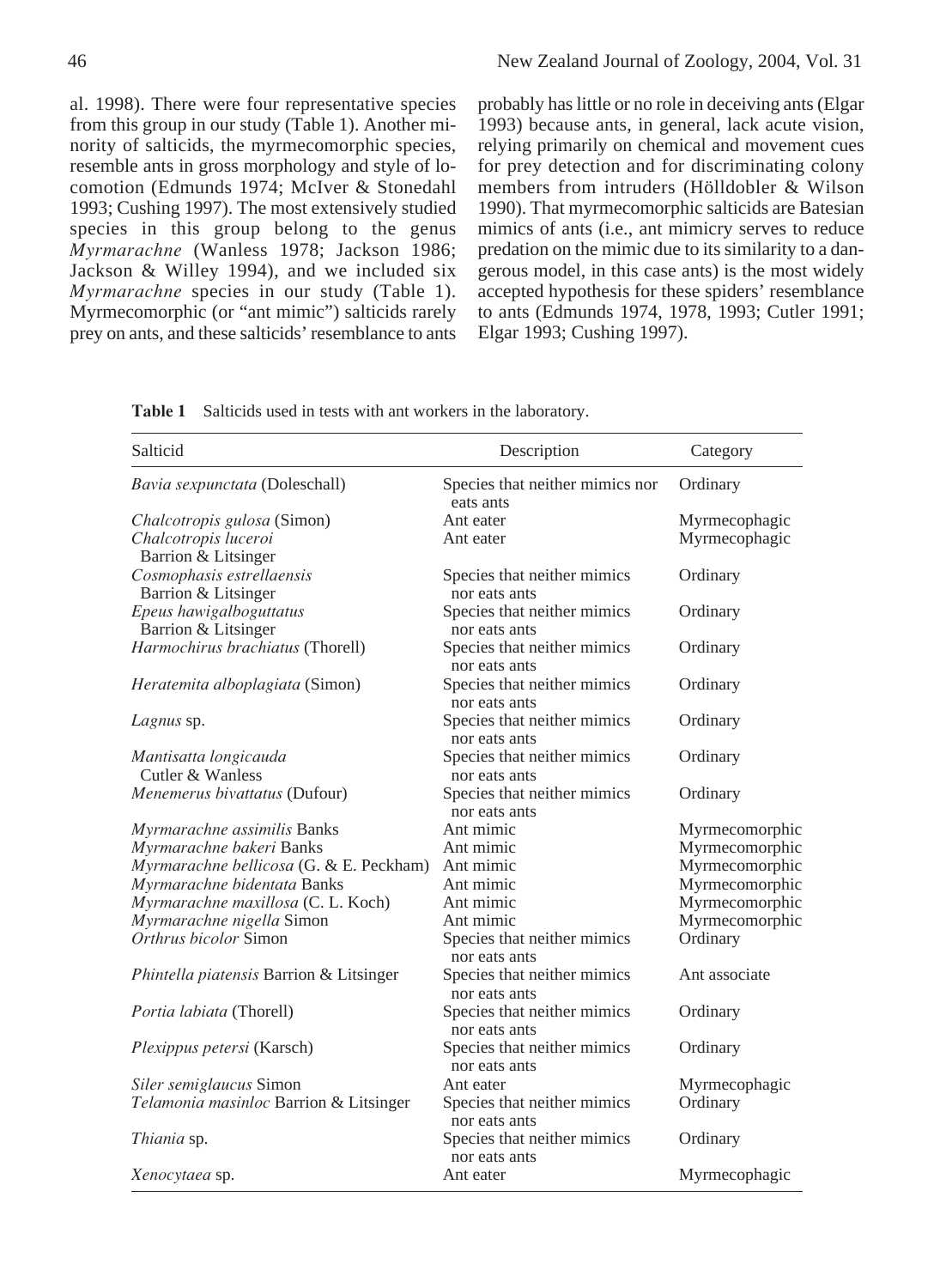al. 1998). There were four representative species from this group in our study (Table 1). Another minority of salticids, the myrmecomorphic species, resemble ants in gross morphology and style of locomotion (Edmunds 1974; McIver & Stonedahl 1993; Cushing 1997). The most extensively studied species in this group belong to the genus *Myrmarachne* (Wanless 1978; Jackson 1986; Jackson & Willey 1994), and we included six *Myrmarachne* species in our study (Table 1). Myrmecomorphic (or "ant mimic") salticids rarely prey on ants, and these salticids' resemblance to ants probably has little or no role in deceiving ants (Elgar 1993) because ants, in general, lack acute vision, relying primarily on chemical and movement cues for prey detection and for discriminating colony members from intruders (Hölldobler & Wilson 1990). That myrmecomorphic salticids are Batesian mimics of ants (i.e., ant mimicry serves to reduce predation on the mimic due to its similarity to a dangerous model, in this case ants) is the most widely accepted hypothesis for these spiders' resemblance to ants (Edmunds 1974, 1978, 1993; Cutler 1991; Elgar 1993; Cushing 1997).

**Table 1** Salticids used in tests with ant workers in the laboratory.

| Salticid | Description | Category |
|---|---|---|
| *Bavia sexpunctata* (Doleschall) | Species that neither mimics nor eats ants | Ordinary |
| *Chalcotropis gulosa* (Simon) | Ant eater | Myrmecophagic |
| *Chalcotropis luceroi* Barrion & Litsinger | Ant eater | Myrmecophagic |
| *Cosmophasis estrellaensis* Barrion & Litsinger | Species that neither mimics nor eats ants | Ordinary |
| *Epeus hawigalboguttatus* Barrion & Litsinger | Species that neither mimics nor eats ants | Ordinary |
| *Harmochirus brachiatus* (Thorell) | Species that neither mimics nor eats ants | Ordinary |
| *Heratemita alboplagiata* (Simon) | Species that neither mimics nor eats ants | Ordinary |
| *Lagnus* sp. | Species that neither mimics nor eats ants | Ordinary |
| *Mantisatta longicauda* Cutler & Wanless | Species that neither mimics nor eats ants | Ordinary |
| *Menemerus bivattatus* (Dufour) | Species that neither mimics nor eats ants | Ordinary |
| *Myrmarachne assimilis* Banks | Ant mimic | Myrmecomorphic |
| *Myrmarachne bakeri* Banks | Ant mimic | Myrmecomorphic |
| *Myrmarachne bellicosa* (G. & E. Peckham) | Ant mimic | Myrmecomorphic |
| *Myrmarachne bidentata* Banks | Ant mimic | Myrmecomorphic |
| *Myrmarachne maxillosa* (C. L. Koch) | Ant mimic | Myrmecomorphic |
| *Myrmarachne nigella* Simon | Ant mimic | Myrmecomorphic |
| *Orthrus bicolor* Simon | Species that neither mimics nor eats ants | Ordinary |
| *Phintella piatensis* Barrion & Litsinger | Species that neither mimics nor eats ants | Ant associate |
| *Portia labiata* (Thorell) | Species that neither mimics nor eats ants | Ordinary |
| *Plexippus petersi* (Karsch) | Species that neither mimics nor eats ants | Ordinary |
| *Siler semiglaucus* Simon | Ant eater | Myrmecophagic |
| *Telamonia masinloc* Barrion & Litsinger | Species that neither mimics nor eats ants | Ordinary |
| *Thiania* sp. | Species that neither mimics nor eats ants | Ordinary |
| *Xenocytaea* sp. | Ant eater | Myrmecophagic |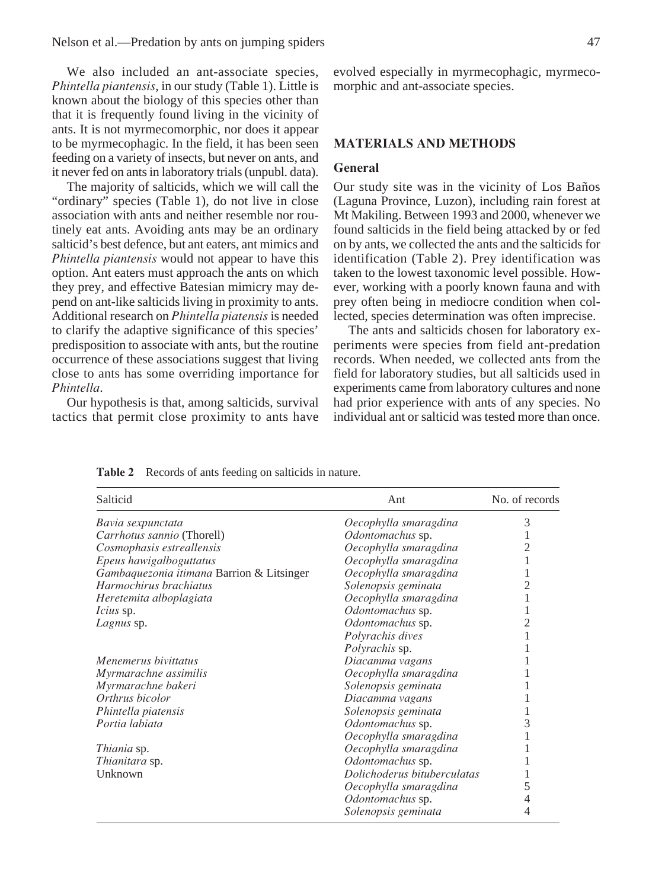We also included an ant-associate species, *Phintella piantensis*, in our study (Table 1). Little is known about the biology of this species other than that it is frequently found living in the vicinity of ants. It is not myrmecomorphic, nor does it appear to be myrmecophagic. In the field, it has been seen feeding on a variety of insects, but never on ants, and it never fed on ants in laboratory trials (unpubl. data).

The majority of salticids, which we will call the "ordinary" species (Table 1), do not live in close association with ants and neither resemble nor routinely eat ants. Avoiding ants may be an ordinary salticid's best defence, but ant eaters, ant mimics and *Phintella piantensis* would not appear to have this option. Ant eaters must approach the ants on which they prey, and effective Batesian mimicry may depend on ant-like salticids living in proximity to ants. Additional research on *Phintella piatensis* is needed to clarify the adaptive significance of this species' predisposition to associate with ants, but the routine occurrence of these associations suggest that living close to ants has some overriding importance for *Phintella*.

Our hypothesis is that, among salticids, survival tactics that permit close proximity to ants have evolved especially in myrmecophagic, myrmecomorphic and ant-associate species.

## MATERIALS AND METHODS

### General

Our study site was in the vicinity of Los Baños (Laguna Province, Luzon), including rain forest at Mt Makiling. Between 1993 and 2000, whenever we found salticids in the field being attacked by or fed on by ants, we collected the ants and the salticids for identification (Table 2). Prey identification was taken to the lowest taxonomic level possible. However, working with a poorly known fauna and with prey often being in mediocre condition when collected, species determination was often imprecise.

The ants and salticids chosen for laboratory experiments were species from field ant-predation records. When needed, we collected ants from the field for laboratory studies, but all salticids used in experiments came from laboratory cultures and none had prior experience with ants of any species. No individual ant or salticid was tested more than once.

**Table 2** Records of ants feeding on salticids in nature.

| Salticid | Ant | No. of records |
|---|---|---|
| *Bavia sexpunctata* | *Oecophylla smaragdina* | 3 |
| *Carrhotus sannio* (Thorell) | *Odontomachus* sp. | 1 |
| *Cosmophasis estreallensis* | *Oecophylla smaragdina* | 2 |
| *Epeus hawigalboguttatus* | *Oecophylla smaragdina* | 1 |
| *Gambaquezonia itimana* Barrion & Litsinger | *Oecophylla smaragdina* | 1 |
| *Harmochirus brachiatus* | *Solenopsis geminata* | 2 |
| *Heretemita alboplagiata* | *Oecophylla smaragdina* | 1 |
| *Icius* sp. | *Odontomachus* sp. | 1 |
| *Lagnus* sp. | *Odontomachus* sp. | 2 |
| | *Polyrachis dives* | 1 |
| | *Polyrachis* sp. | 1 |
| *Menemerus bivittatus* | *Diacamma vagans* | 1 |
| *Myrmarachne assimilis* | *Oecophylla smaragdina* | 1 |
| *Myrmarachne bakeri* | *Solenopsis geminata* | 1 |
| *Orthrus bicolor* | *Diacamma vagans* | 1 |
| *Phintella piatensis* | *Solenopsis geminata* | 1 |
| *Portia labiata* | *Odontomachus* sp. | 3 |
| | *Oecophylla smaragdina* | 1 |
| *Thiania* sp. | *Oecophylla smaragdina* | 1 |
| *Thianitara* sp. | *Odontomachus* sp. | 1 |
| Unknown | *Dolichoderus bituberculatas* | 1 |
| | *Oecophylla smaragdina* | 5 |
| | *Odontomachus* sp. | 4 |
| | *Solenopsis geminata* | 4 |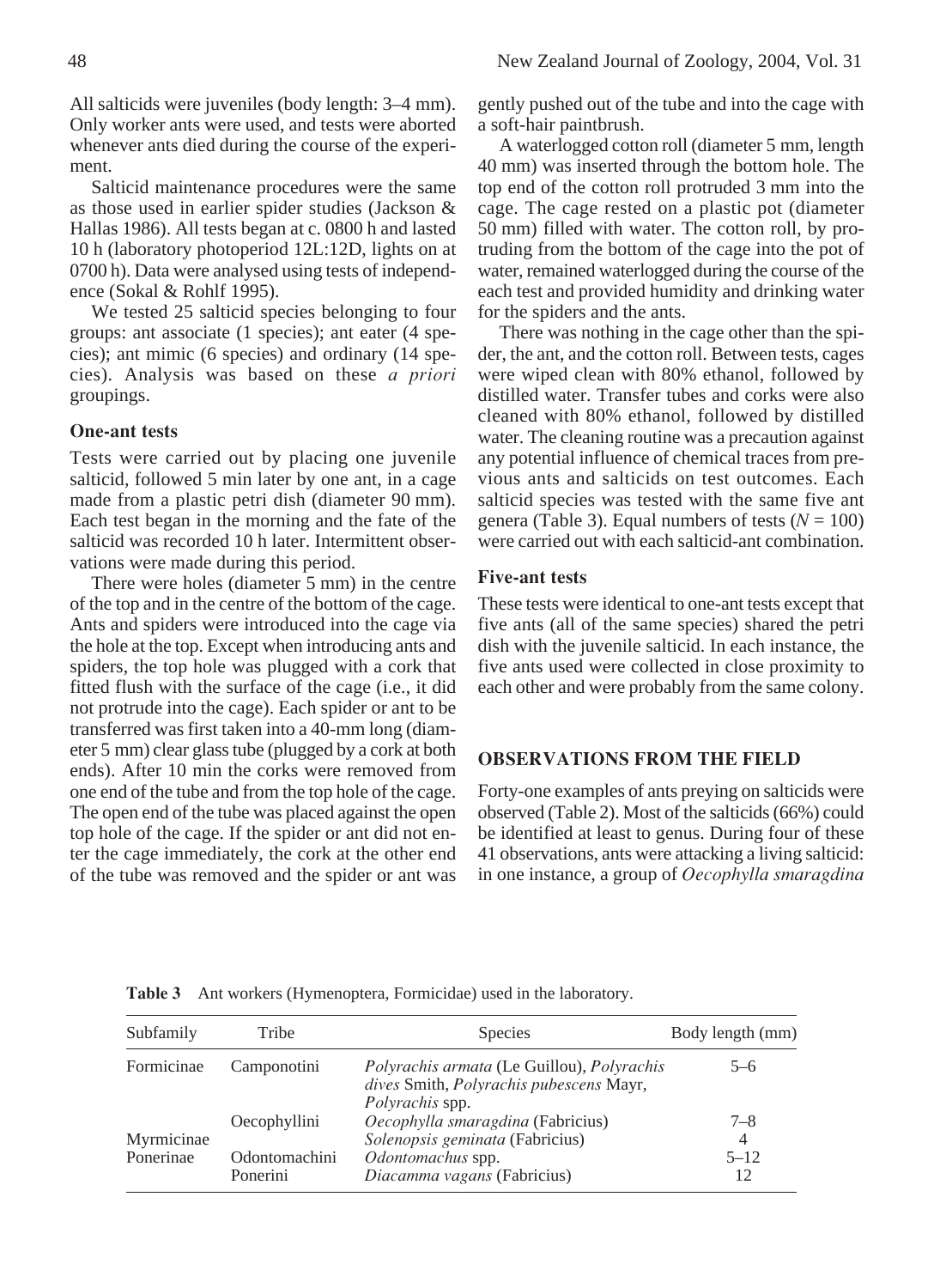All salticids were juveniles (body length: 3–4 mm). Only worker ants were used, and tests were aborted whenever ants died during the course of the experiment.

Salticid maintenance procedures were the same as those used in earlier spider studies (Jackson & Hallas 1986). All tests began at c. 0800 h and lasted 10 h (laboratory photoperiod 12L:12D, lights on at 0700 h). Data were analysed using tests of independence (Sokal & Rohlf 1995).

We tested 25 salticid species belonging to four groups: ant associate (1 species); ant eater (4 species); ant mimic (6 species) and ordinary (14 species). Analysis was based on these *a priori* groupings.

### One-ant tests

Tests were carried out by placing one juvenile salticid, followed 5 min later by one ant, in a cage made from a plastic petri dish (diameter 90 mm). Each test began in the morning and the fate of the salticid was recorded 10 h later. Intermittent observations were made during this period.

There were holes (diameter 5 mm) in the centre of the top and in the centre of the bottom of the cage. Ants and spiders were introduced into the cage via the hole at the top. Except when introducing ants and spiders, the top hole was plugged with a cork that fitted flush with the surface of the cage (i.e., it did not protrude into the cage). Each spider or ant to be transferred was first taken into a 40-mm long (diameter 5 mm) clear glass tube (plugged by a cork at both ends). After 10 min the corks were removed from one end of the tube and from the top hole of the cage. The open end of the tube was placed against the open top hole of the cage. If the spider or ant did not enter the cage immediately, the cork at the other end of the tube was removed and the spider or ant was gently pushed out of the tube and into the cage with a soft-hair paintbrush.

A waterlogged cotton roll (diameter 5 mm, length 40 mm) was inserted through the bottom hole. The top end of the cotton roll protruded 3 mm into the cage. The cage rested on a plastic pot (diameter 50 mm) filled with water. The cotton roll, by protruding from the bottom of the cage into the pot of water, remained waterlogged during the course of the each test and provided humidity and drinking water for the spiders and the ants.

There was nothing in the cage other than the spider, the ant, and the cotton roll. Between tests, cages were wiped clean with 80% ethanol, followed by distilled water. Transfer tubes and corks were also cleaned with 80% ethanol, followed by distilled water. The cleaning routine was a precaution against any potential influence of chemical traces from previous ants and salticids on test outcomes. Each salticid species was tested with the same five ant genera (Table 3). Equal numbers of tests ($N = 100$) were carried out with each salticid-ant combination.

### Five-ant tests

These tests were identical to one-ant tests except that five ants (all of the same species) shared the petri dish with the juvenile salticid. In each instance, the five ants used were collected in close proximity to each other and were probably from the same colony.

## OBSERVATIONS FROM THE FIELD

Forty-one examples of ants preying on salticids were observed (Table 2). Most of the salticids (66%) could be identified at least to genus. During four of these 41 observations, ants were attacking a living salticid: in one instance, a group of *Oecophylla smaragdina*

**Table 3** Ant workers (Hymenoptera, Formicidae) used in the laboratory.

| Subfamily | Tribe | Species | Body length (mm) |
|---|---|---|---|
| Formicinae | Camponotini | *Polyrachis armata* (Le Guillou), *Polyrachis dives* Smith, *Polyrachis pubescens* Mayr, *Polyrachis* spp. | 5–6 |
| | Oecophyllini | *Oecophylla smaragdina* (Fabricius) | 7–8 |
| Myrmicinae | | *Solenopsis geminata* (Fabricius) | 4 |
| Ponerinae | Odontomachini | *Odontomachus* spp. | 5–12 |
| | Ponerini | *Diacamma vagans* (Fabricius) | 12 |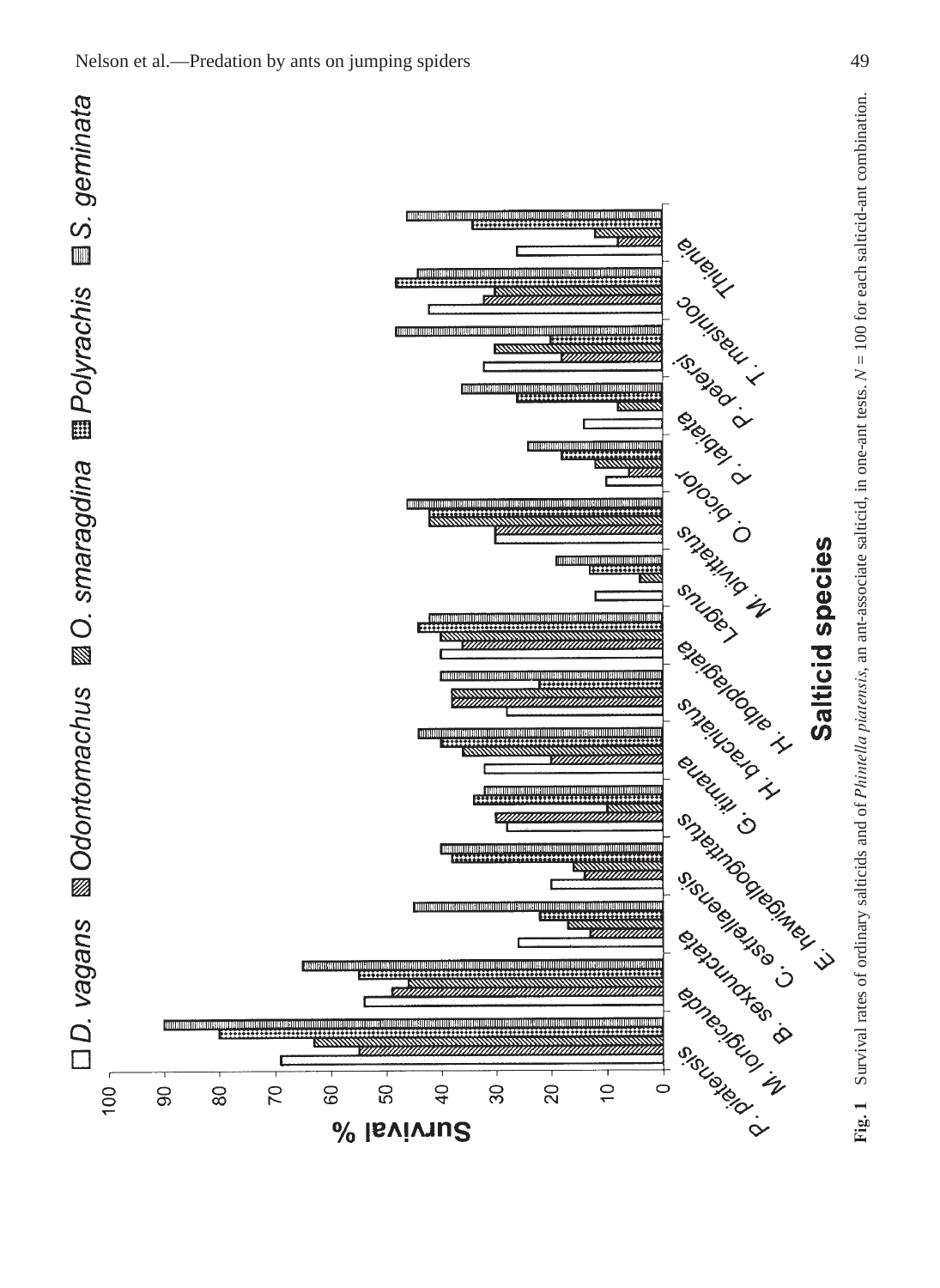**Fig. 1** Survival rates of ordinary salticids and of *Phintella piatensis*, an ant-associate salticid, in one-ant tests. $N = 100$ for each salticid-ant combination.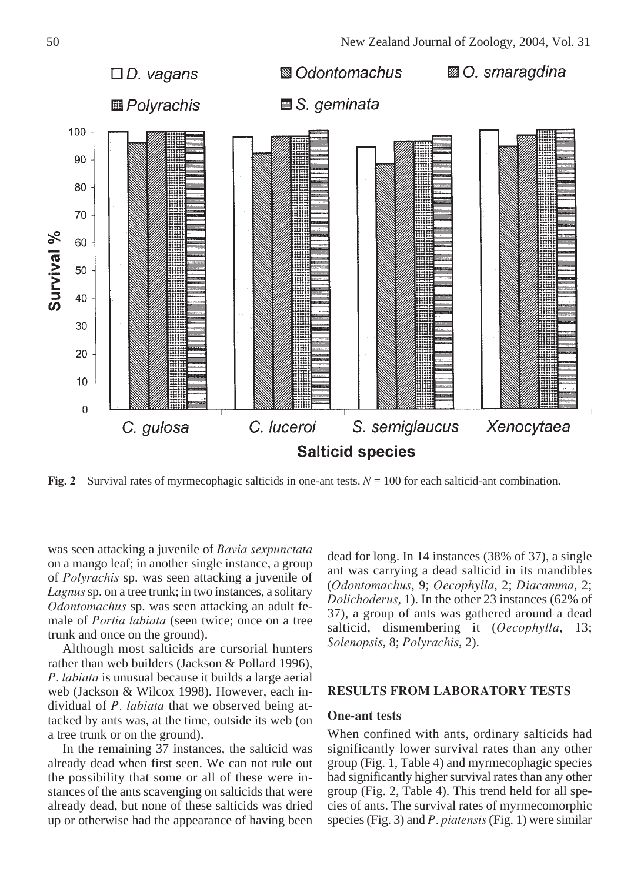**Fig. 2** Survival rates of myrmecophagic salticids in one-ant tests. $N = 100$ for each salticid-ant combination.

was seen attacking a juvenile of *Bavia sexpunctata* on a mango leaf; in another single instance, a group of *Polyrachis* sp. was seen attacking a juvenile of *Lagnus* sp. on a tree trunk; in two instances, a solitary *Odontomachus* sp. was seen attacking an adult female of *Portia labiata* (seen twice; once on a tree trunk and once on the ground).

Although most salticids are cursorial hunters rather than web builders (Jackson & Pollard 1996), *P. labiata* is unusual because it builds a large aerial web (Jackson & Wilcox 1998). However, each individual of *P. labiata* that we observed being attacked by ants was, at the time, outside its web (on a tree trunk or on the ground).

In the remaining 37 instances, the salticid was already dead when first seen. We can not rule out the possibility that some or all of these were instances of the ants scavenging on salticids that were already dead, but none of these salticids was dried up or otherwise had the appearance of having been dead for long. In 14 instances (38% of 37), a single ant was carrying a dead salticid in its mandibles (*Odontomachus*, 9; *Oecophylla*, 2; *Diacamma*, 2; *Dolichoderus*, 1). In the other 23 instances (62% of 37), a group of ants was gathered around a dead salticid, dismembering it (*Oecophylla*, 13; *Solenopsis*, 8; *Polyrachis*, 2).

## RESULTS FROM LABORATORY TESTS

### One-ant tests

When confined with ants, ordinary salticids had significantly lower survival rates than any other group (Fig. 1, Table 4) and myrmecophagic species had significantly higher survival rates than any other group (Fig. 2, Table 4). This trend held for all species of ants. The survival rates of myrmecomorphic species (Fig. 3) and *P. piatensis* (Fig. 1) were similar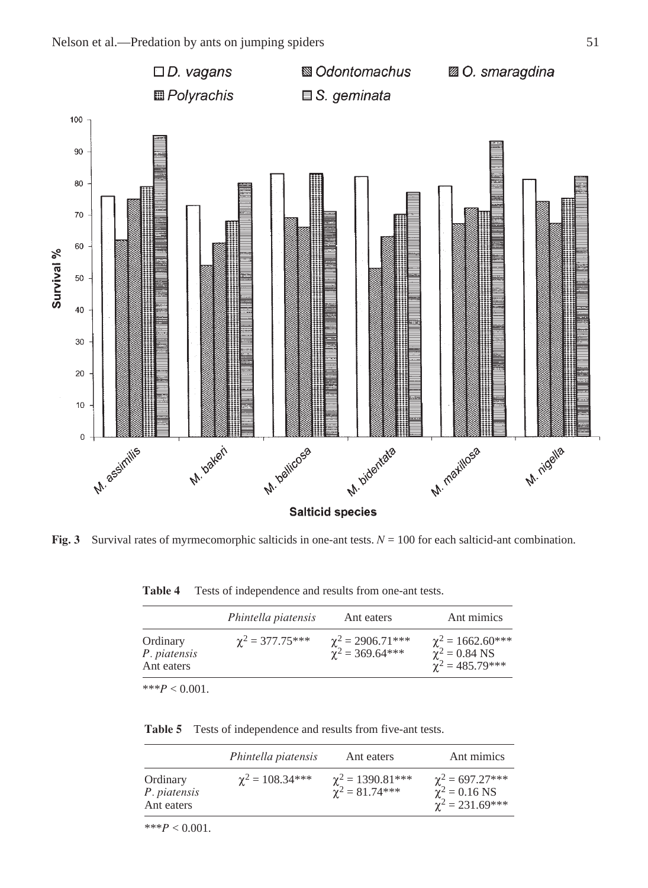**Fig. 3** Survival rates of myrmecomorphic salticids in one-ant tests. $N = 100$ for each salticid-ant combination.

**Table 4** Tests of independence and results from one-ant tests.

| | *Phintella piatensis* | Ant eaters | Ant mimics |
|---|---|---|---|
| Ordinary | $\chi^2 = 377.75$*** | $\chi^2 = 2906.71$*** | $\chi^2 = 1662.60$*** |
| *P. piatensis* | | $\chi^2 = 369.64$*** | $\chi^2 = 0.84$ NS |
| Ant eaters | | | $\chi^2 = 485.79$*** |

***$P < 0.001$.

**Table 5** Tests of independence and results from five-ant tests.

| | *Phintella piatensis* | Ant eaters | Ant mimics |
|---|---|---|---|
| Ordinary | $\chi^2 = 108.34$*** | $\chi^2 = 1390.81$*** | $\chi^2 = 697.27$*** |
| *P. piatensis* | | $\chi^2 = 81.74$*** | $\chi^2 = 0.16$ NS |
| Ant eaters | | | $\chi^2 = 231.69$*** |

***$P < 0.001$.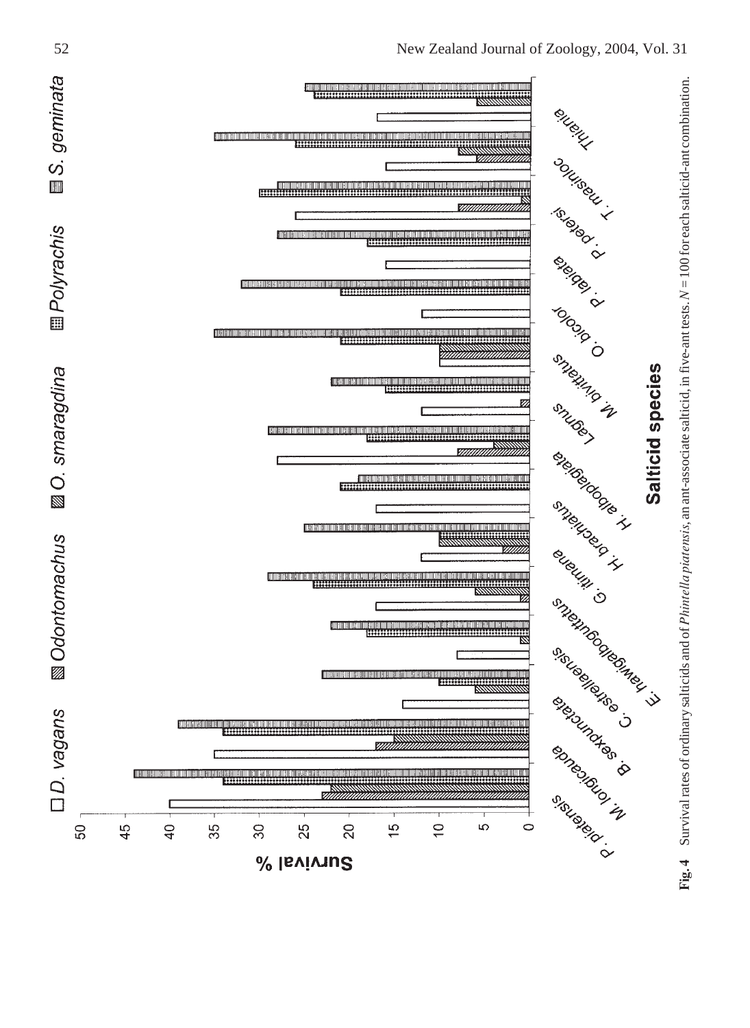**Fig. 4** Survival rates of ordinary salticids and of *Phintella piatensis*, an ant-associate salticid, in five-ant tests. $N = 100$ for each salticid-ant combination.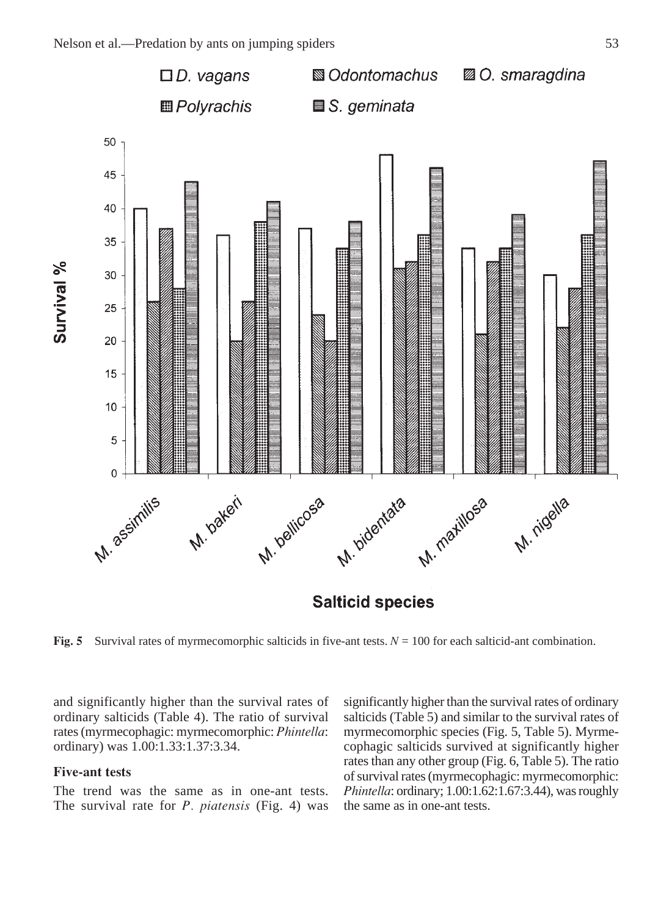**Fig. 5** Survival rates of myrmecomorphic salticids in five-ant tests. $N = 100$ for each salticid-ant combination.

and significantly higher than the survival rates of ordinary salticids (Table 4). The ratio of survival rates (myrmecophagic: myrmecomorphic: *Phintella*: ordinary) was 1.00:1.33:1.37:3.34.

### Five-ant tests

The trend was the same as in one-ant tests. The survival rate for *P. piatensis* (Fig. 4) was significantly higher than the survival rates of ordinary salticids (Table 5) and similar to the survival rates of myrmecomorphic species (Fig. 5, Table 5). Myrmecophagic salticids survived at significantly higher rates than any other group (Fig. 6, Table 5). The ratio of survival rates (myrmecophagic: myrmecomorphic: *Phintella*: ordinary; 1.00:1.62:1.67:3.44), was roughly the same as in one-ant tests.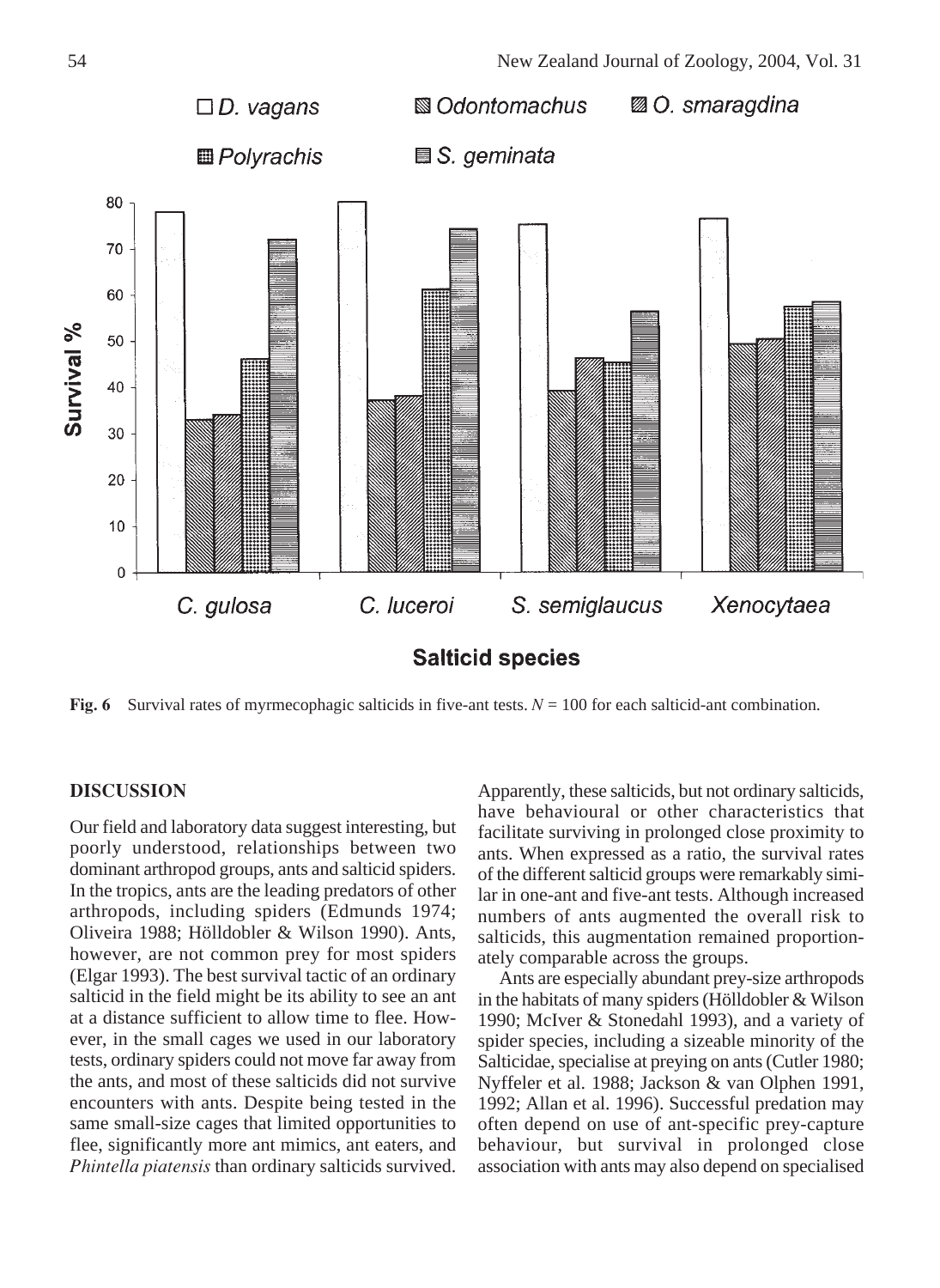**Fig. 6** Survival rates of myrmecophagic salticids in five-ant tests. $N = 100$ for each salticid-ant combination.

## DISCUSSION

Our field and laboratory data suggest interesting, but poorly understood, relationships between two dominant arthropod groups, ants and salticid spiders. In the tropics, ants are the leading predators of other arthropods, including spiders (Edmunds 1974; Oliveira 1988; Hölldobler & Wilson 1990). Ants, however, are not common prey for most spiders (Elgar 1993). The best survival tactic of an ordinary salticid in the field might be its ability to see an ant at a distance sufficient to allow time to flee. However, in the small cages we used in our laboratory tests, ordinary spiders could not move far away from the ants, and most of these salticids did not survive encounters with ants. Despite being tested in the same small-size cages that limited opportunities to flee, significantly more ant mimics, ant eaters, and *Phintella piatensis* than ordinary salticids survived. Apparently, these salticids, but not ordinary salticids, have behavioural or other characteristics that facilitate surviving in prolonged close proximity to ants. When expressed as a ratio, the survival rates of the different salticid groups were remarkably similar in one-ant and five-ant tests. Although increased numbers of ants augmented the overall risk to salticids, this augmentation remained proportionately comparable across the groups.

Ants are especially abundant prey-size arthropods in the habitats of many spiders (Hölldobler & Wilson 1990; McIver & Stonedahl 1993), and a variety of spider species, including a sizeable minority of the Salticidae, specialise at preying on ants (Cutler 1980; Nyffeler et al. 1988; Jackson & van Olphen 1991, 1992; Allan et al. 1996). Successful predation may often depend on use of ant-specific prey-capture behaviour, but survival in prolonged close association with ants may also depend on specialised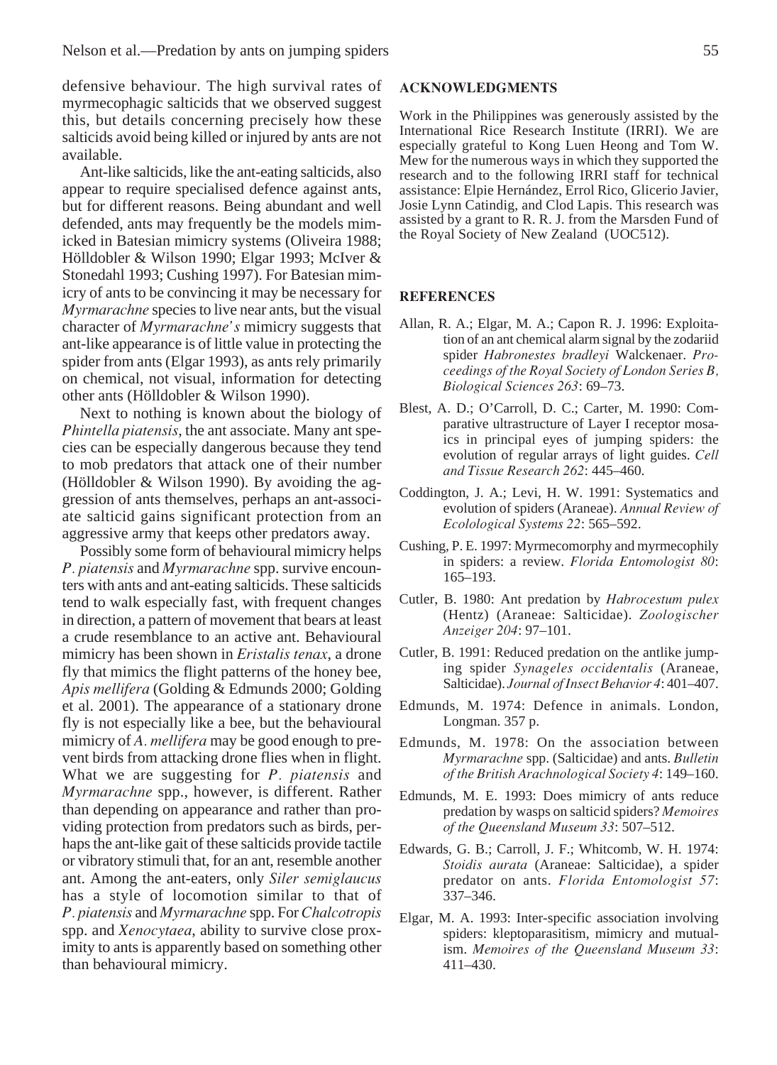defensive behaviour. The high survival rates of myrmecophagic salticids that we observed suggest this, but details concerning precisely how these salticids avoid being killed or injured by ants are not available.

Ant-like salticids, like the ant-eating salticids, also appear to require specialised defence against ants, but for different reasons. Being abundant and well defended, ants may frequently be the models mimicked in Batesian mimicry systems (Oliveira 1988; Hölldobler & Wilson 1990; Elgar 1993; McIver & Stonedahl 1993; Cushing 1997). For Batesian mimicry of ants to be convincing it may be necessary for *Myrmarachne* species to live near ants, but the visual character of *Myrmarachne's* mimicry suggests that ant-like appearance is of little value in protecting the spider from ants (Elgar 1993), as ants rely primarily on chemical, not visual, information for detecting other ants (Hölldobler & Wilson 1990).

Next to nothing is known about the biology of *Phintella piatensis*, the ant associate. Many ant species can be especially dangerous because they tend to mob predators that attack one of their number (Hölldobler & Wilson 1990). By avoiding the aggression of ants themselves, perhaps an ant-associate salticid gains significant protection from an aggressive army that keeps other predators away.

Possibly some form of behavioural mimicry helps *P. piatensis* and *Myrmarachne* spp. survive encounters with ants and ant-eating salticids. These salticids tend to walk especially fast, with frequent changes in direction, a pattern of movement that bears at least a crude resemblance to an active ant. Behavioural mimicry has been shown in *Eristalis tenax*, a drone fly that mimics the flight patterns of the honey bee, *Apis mellifera* (Golding & Edmunds 2000; Golding et al. 2001). The appearance of a stationary drone fly is not especially like a bee, but the behavioural mimicry of *A. mellifera* may be good enough to prevent birds from attacking drone flies when in flight. What we are suggesting for *P. piatensis* and *Myrmarachne* spp., however, is different. Rather than depending on appearance and rather than providing protection from predators such as birds, perhaps the ant-like gait of these salticids provide tactile or vibratory stimuli that, for an ant, resemble another ant. Among the ant-eaters, only *Siler semiglaucus* has a style of locomotion similar to that of *P. piatensis* and *Myrmarachne* spp. For *Chalcotropis* spp. and *Xenocytaea*, ability to survive close proximity to ants is apparently based on something other than behavioural mimicry.

## ACKNOWLEDGMENTS

Work in the Philippines was generously assisted by the International Rice Research Institute (IRRI). We are especially grateful to Kong Luen Heong and Tom W. Mew for the numerous ways in which they supported the research and to the following IRRI staff for technical assistance: Elpie Hernández, Errol Rico, Glicerio Javier, Josie Lynn Catindig, and Clod Lapis. This research was assisted by a grant to R. R. J. from the Marsden Fund of the Royal Society of New Zealand (UOC512).

## REFERENCES

Allan, R. A.; Elgar, M. A.; Capon R. J. 1996: Exploitation of an ant chemical alarm signal by the zodariid spider *Habronestes bradleyi* Walckenaer. *Proceedings of the Royal Society of London Series B, Biological Sciences 263*: 69–73.

Blest, A. D.; O'Carroll, D. C.; Carter, M. 1990: Comparative ultrastructure of Layer I receptor mosaics in principal eyes of jumping spiders: the evolution of regular arrays of light guides. *Cell and Tissue Research 262*: 445–460.

Coddington, J. A.; Levi, H. W. 1991: Systematics and evolution of spiders (Araneae). *Annual Review of Ecolological Systems 22*: 565–592.

Cushing, P. E. 1997: Myrmecomorphy and myrmecophily in spiders: a review. *Florida Entomologist 80*: 165–193.

Cutler, B. 1980: Ant predation by *Habrocestum pulex* (Hentz) (Araneae: Salticidae). *Zoologischer Anzeiger 204*: 97–101.

Cutler, B. 1991: Reduced predation on the antlike jumping spider *Synageles occidentalis* (Araneae, Salticidae). *Journal of Insect Behavior 4*: 401–407.

Edmunds, M. 1974: Defence in animals. London, Longman. 357 p.

Edmunds, M. 1978: On the association between *Myrmarachne* spp. (Salticidae) and ants. *Bulletin of the British Arachnological Society 4*: 149–160.

Edmunds, M. E. 1993: Does mimicry of ants reduce predation by wasps on salticid spiders? *Memoires of the Queensland Museum 33*: 507–512.

Edwards, G. B.; Carroll, J. F.; Whitcomb, W. H. 1974: *Stoidis aurata* (Araneae: Salticidae), a spider predator on ants. *Florida Entomologist 57*: 337–346.

Elgar, M. A. 1993: Inter-specific association involving spiders: kleptoparasitism, mimicry and mutualism. *Memoires of the Queensland Museum 33*: 411–430.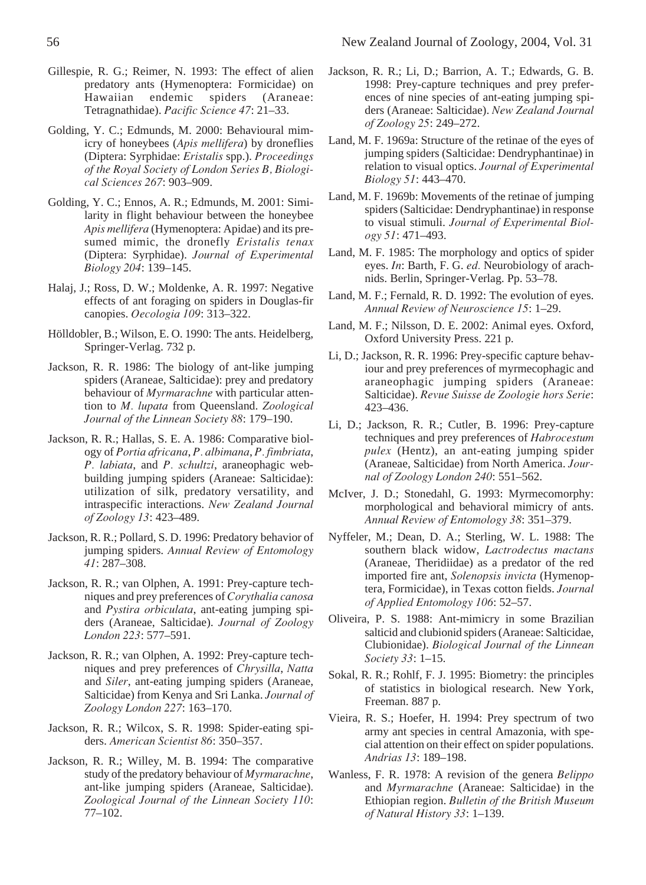Gillespie, R. G.; Reimer, N. 1993: The effect of alien predatory ants (Hymenoptera: Formicidae) on Hawaiian endemic spiders (Araneae: Tetragnathidae). *Pacific Science 47*: 21–33.

Golding, Y. C.; Edmunds, M. 2000: Behavioural mimicry of honeybees (*Apis mellifera*) by droneflies (Diptera: Syrphidae: *Eristalis* spp.). *Proceedings of the Royal Society of London Series B, Biological Sciences 267*: 903–909.

Golding, Y. C.; Ennos, A. R.; Edmunds, M. 2001: Similarity in flight behaviour between the honeybee *Apis mellifera* (Hymenoptera: Apidae) and its presumed mimic, the dronefly *Eristalis tenax* (Diptera: Syrphidae). *Journal of Experimental Biology 204*: 139–145.

Halaj, J.; Ross, D. W.; Moldenke, A. R. 1997: Negative effects of ant foraging on spiders in Douglas-fir canopies. *Oecologia 109*: 313–322.

Hölldobler, B.; Wilson, E. O. 1990: The ants. Heidelberg, Springer-Verlag. 732 p.

Jackson, R. R. 1986: The biology of ant-like jumping spiders (Araneae, Salticidae): prey and predatory behaviour of *Myrmarachne* with particular attention to *M. lupata* from Queensland. *Zoological Journal of the Linnean Society 88*: 179–190.

Jackson, R. R.; Hallas, S. E. A. 1986: Comparative biology of *Portia africana*, *P. albimana*, *P. fimbriata*, *P. labiata*, and *P. schultzi*, araneophagic web-building jumping spiders (Araneae: Salticidae): utilization of silk, predatory versatility, and intraspecific interactions. *New Zealand Journal of Zoology 13*: 423–489.

Jackson, R. R.; Pollard, S. D. 1996: Predatory behavior of jumping spiders. *Annual Review of Entomology 41*: 287–308.

Jackson, R. R.; van Olphen, A. 1991: Prey-capture techniques and prey preferences of *Corythalia canosa* and *Pystira orbiculata*, ant-eating jumping spiders (Araneae, Salticidae). *Journal of Zoology London 223*: 577–591.

Jackson, R. R.; van Olphen, A. 1992: Prey-capture techniques and prey preferences of *Chrysilla*, *Natta* and *Siler*, ant-eating jumping spiders (Araneae, Salticidae) from Kenya and Sri Lanka. *Journal of Zoology London 227*: 163–170.

Jackson, R. R.; Wilcox, S. R. 1998: Spider-eating spiders. *American Scientist 86*: 350–357.

Jackson, R. R.; Willey, M. B. 1994: The comparative study of the predatory behaviour of *Myrmarachne*, ant-like jumping spiders (Araneae, Salticidae). *Zoological Journal of the Linnean Society 110*: 77–102.

Jackson, R. R.; Li, D.; Barrion, A. T.; Edwards, G. B. 1998: Prey-capture techniques and prey preferences of nine species of ant-eating jumping spiders (Araneae: Salticidae). *New Zealand Journal of Zoology 25*: 249–272.

Land, M. F. 1969a: Structure of the retinae of the eyes of jumping spiders (Salticidae: Dendryphantinae) in relation to visual optics. *Journal of Experimental Biology 51*: 443–470.

Land, M. F. 1969b: Movements of the retinae of jumping spiders (Salticidae: Dendryphantinae) in response to visual stimuli. *Journal of Experimental Biology 51*: 471–493.

Land, M. F. 1985: The morphology and optics of spider eyes. *In*: Barth, F. G. *ed.* Neurobiology of arachnids. Berlin, Springer-Verlag. Pp. 53–78.

Land, M. F.; Fernald, R. D. 1992: The evolution of eyes. *Annual Review of Neuroscience 15*: 1–29.

Land, M. F.; Nilsson, D. E. 2002: Animal eyes. Oxford, Oxford University Press. 221 p.

Li, D.; Jackson, R. R. 1996: Prey-specific capture behaviour and prey preferences of myrmecophagic and araneophagic jumping spiders (Araneae: Salticidae). *Revue Suisse de Zoologie hors Serie*: 423–436.

Li, D.; Jackson, R. R.; Cutler, B. 1996: Prey-capture techniques and prey preferences of *Habrocestum pulex* (Hentz), an ant-eating jumping spider (Araneae, Salticidae) from North America. *Journal of Zoology London 240*: 551–562.

McIver, J. D.; Stonedahl, G. 1993: Myrmecomorphy: morphological and behavioral mimicry of ants. *Annual Review of Entomology 38*: 351–379.

Nyffeler, M.; Dean, D. A.; Sterling, W. L. 1988: The southern black widow, *Lactrodectus mactans* (Araneae, Theridiidae) as a predator of the red imported fire ant, *Solenopsis invicta* (Hymenoptera, Formicidae), in Texas cotton fields. *Journal of Applied Entomology 106*: 52–57.

Oliveira, P. S. 1988: Ant-mimicry in some Brazilian salticid and clubionid spiders (Araneae: Salticidae, Clubionidae). *Biological Journal of the Linnean Society 33*: 1–15.

Sokal, R. R.; Rohlf, F. J. 1995: Biometry: the principles of statistics in biological research. New York, Freeman. 887 p.

Vieira, R. S.; Hoefer, H. 1994: Prey spectrum of two army ant species in central Amazonia, with special attention on their effect on spider populations. *Andrias 13*: 189–198.

Wanless, F. R. 1978: A revision of the genera *Belippo* and *Myrmarachne* (Araneae: Salticidae) in the Ethiopian region. *Bulletin of the British Museum of Natural History 33*: 1–139.